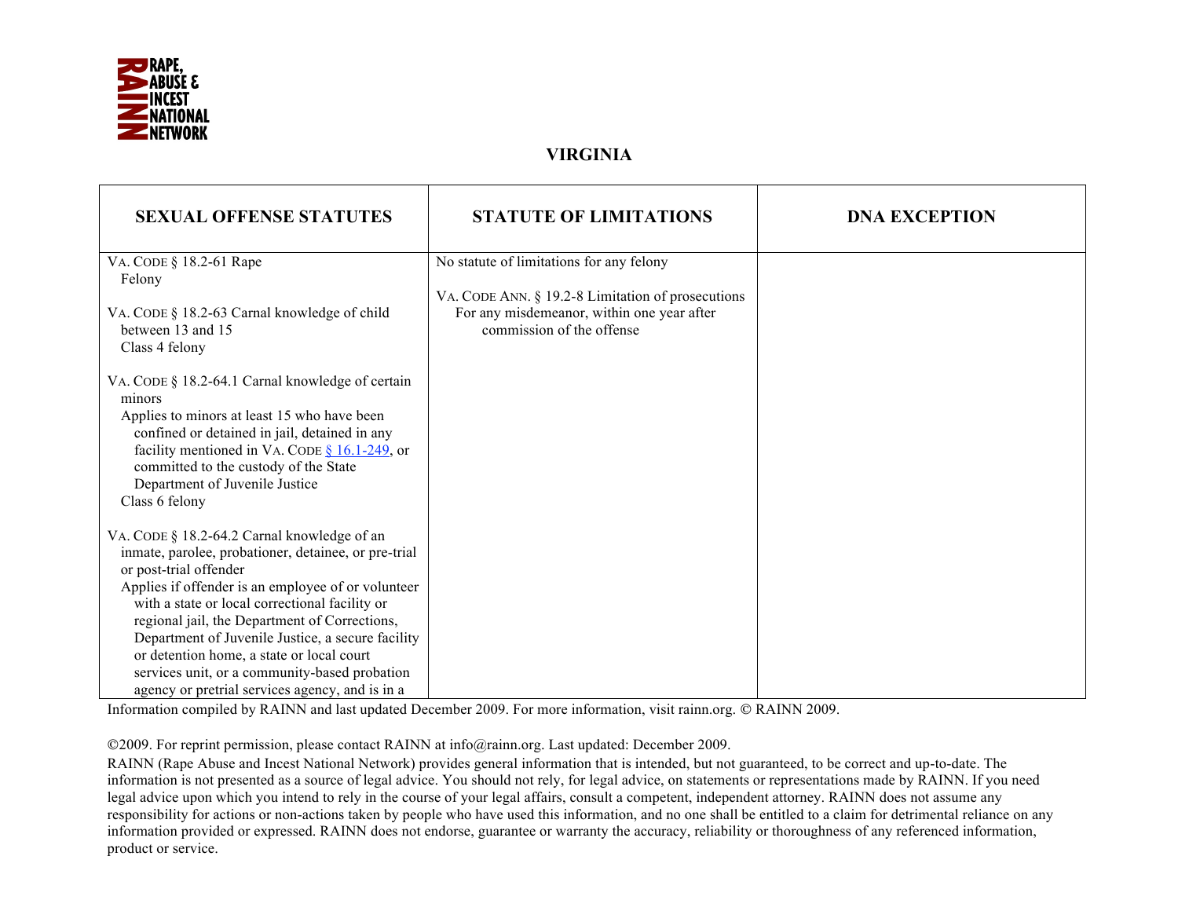RAPE, ABUSE & INCEST NATIONAL NETWORK

# VIRGINIA

| SEXUAL OFFENSE STATUTES | STATUTE OF LIMITATIONS | DNA EXCEPTION |
|---|---|---|
| VA. CODE § 18.2-61 Rape<br>Felony<br><br>VA. CODE § 18.2-63 Carnal knowledge of child between 13 and 15<br>Class 4 felony<br><br>VA. CODE § 18.2-64.1 Carnal knowledge of certain minors<br>Applies to minors at least 15 who have been confined or detained in jail, detained in any facility mentioned in VA. CODE § 16.1-249, or committed to the custody of the State Department of Juvenile Justice<br>Class 6 felony<br><br>VA. CODE § 18.2-64.2 Carnal knowledge of an inmate, parolee, probationer, detainee, or pre-trial or post-trial offender<br>Applies if offender is an employee of or volunteer with a state or local correctional facility or regional jail, the Department of Corrections, Department of Juvenile Justice, a secure facility or detention home, a state or local court services unit, or a community-based probation agency or pretrial services agency, and is in a | No statute of limitations for any felony<br><br>VA. CODE ANN. § 19.2-8 Limitation of prosecutions<br>For any misdemeanor, within one year after commission of the offense | |

Information compiled by RAINN and last updated December 2009. For more information, visit rainn.org. © RAINN 2009.

©2009. For reprint permission, please contact RAINN at info@rainn.org. Last updated: December 2009.

RAINN (Rape Abuse and Incest National Network) provides general information that is intended, but not guaranteed, to be correct and up-to-date. The information is not presented as a source of legal advice. You should not rely, for legal advice, on statements or representations made by RAINN. If you need legal advice upon which you intend to rely in the course of your legal affairs, consult a competent, independent attorney. RAINN does not assume any responsibility for actions or non-actions taken by people who have used this information, and no one shall be entitled to a claim for detrimental reliance on any information provided or expressed. RAINN does not endorse, guarantee or warranty the accuracy, reliability or thoroughness of any referenced information, product or service.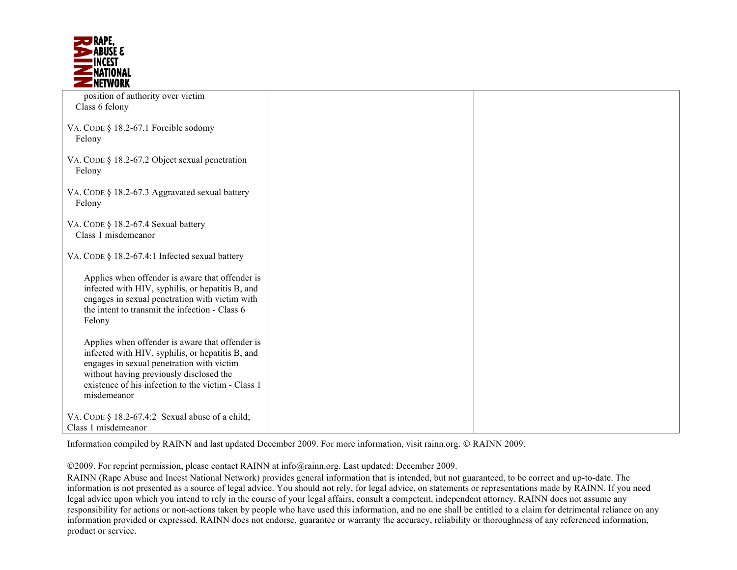| | | |
|---|---|---|
| position of authority over victim<br>Class 6 felony<br><br>VA. CODE § 18.2-67.1 Forcible sodomy<br>Felony<br><br>VA. CODE § 18.2-67.2 Object sexual penetration<br>Felony<br><br>VA. CODE § 18.2-67.3 Aggravated sexual battery<br>Felony<br><br>VA. CODE § 18.2-67.4 Sexual battery<br>Class 1 misdemeanor<br><br>VA. CODE § 18.2-67.4:1 Infected sexual battery<br><br>Applies when offender is aware that offender is infected with HIV, syphilis, or hepatitis B, and engages in sexual penetration with victim with the intent to transmit the infection - Class 6 Felony<br><br>Applies when offender is aware that offender is infected with HIV, syphilis, or hepatitis B, and engages in sexual penetration with victim without having previously disclosed the existence of his infection to the victim - Class 1 misdemeanor<br><br>VA. CODE § 18.2-67.4:2 Sexual abuse of a child; Class 1 misdemeanor | | |

Information compiled by RAINN and last updated December 2009. For more information, visit rainn.org. © RAINN 2009.

©2009. For reprint permission, please contact RAINN at info@rainn.org. Last updated: December 2009.

RAINN (Rape Abuse and Incest National Network) provides general information that is intended, but not guaranteed, to be correct and up-to-date. The information is not presented as a source of legal advice. You should not rely, for legal advice, on statements or representations made by RAINN. If you need legal advice upon which you intend to rely in the course of your legal affairs, consult a competent, independent attorney. RAINN does not assume any responsibility for actions or non-actions taken by people who have used this information, and no one shall be entitled to a claim for detrimental reliance on any information provided or expressed. RAINN does not endorse, guarantee or warranty the accuracy, reliability or thoroughness of any referenced information, product or service.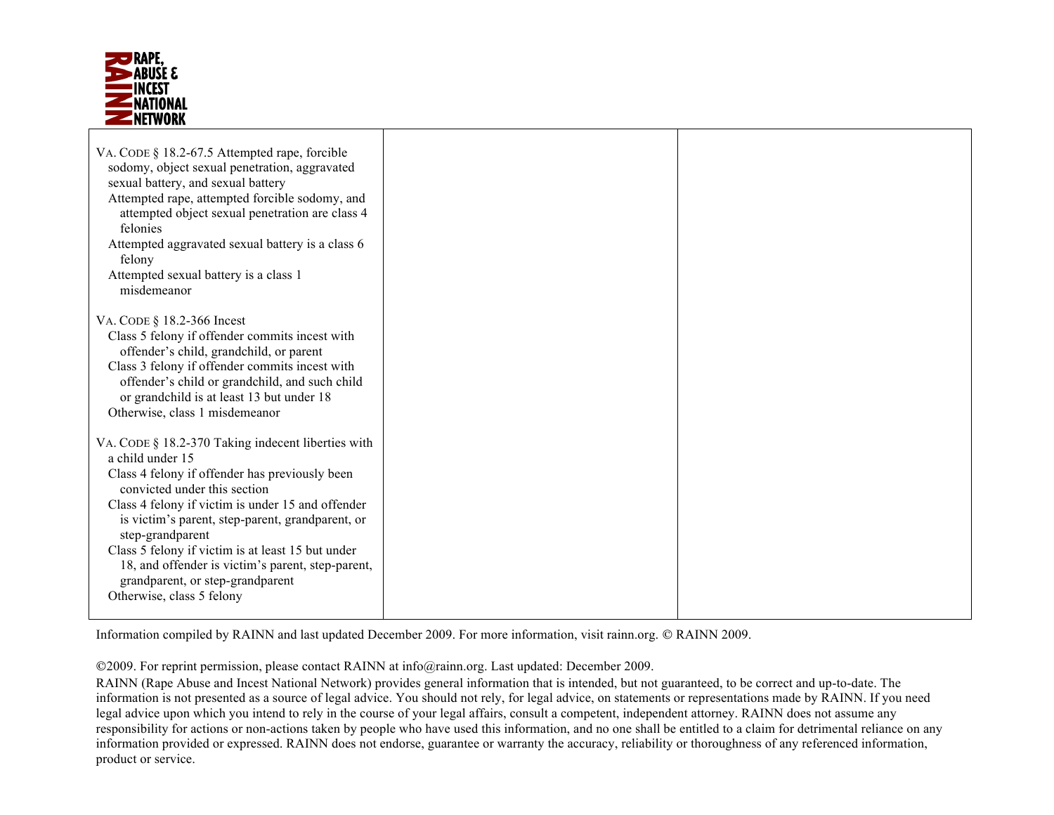| | | |
|---|---|---|
| VA. CODE § 18.2-67.5 Attempted rape, forcible sodomy, object sexual penetration, aggravated sexual battery, and sexual battery<br>Attempted rape, attempted forcible sodomy, and attempted object sexual penetration are class 4 felonies<br>Attempted aggravated sexual battery is a class 6 felony<br>Attempted sexual battery is a class 1 misdemeanor<br><br>VA. CODE § 18.2-366 Incest<br>Class 5 felony if offender commits incest with offender's child, grandchild, or parent<br>Class 3 felony if offender commits incest with offender's child or grandchild, and such child or grandchild is at least 13 but under 18<br>Otherwise, class 1 misdemeanor<br><br>VA. CODE § 18.2-370 Taking indecent liberties with a child under 15<br>Class 4 felony if offender has previously been convicted under this section<br>Class 4 felony if victim is under 15 and offender is victim's parent, step-parent, grandparent, or step-grandparent<br>Class 5 felony if victim is at least 15 but under 18, and offender is victim's parent, step-parent, grandparent, or step-grandparent<br>Otherwise, class 5 felony | | |

Information compiled by RAINN and last updated December 2009. For more information, visit rainn.org. © RAINN 2009.

©2009. For reprint permission, please contact RAINN at info@rainn.org. Last updated: December 2009.

RAINN (Rape Abuse and Incest National Network) provides general information that is intended, but not guaranteed, to be correct and up-to-date. The information is not presented as a source of legal advice. You should not rely, for legal advice, on statements or representations made by RAINN. If you need legal advice upon which you intend to rely in the course of your legal affairs, consult a competent, independent attorney. RAINN does not assume any responsibility for actions or non-actions taken by people who have used this information, and no one shall be entitled to a claim for detrimental reliance on any information provided or expressed. RAINN does not endorse, guarantee or warranty the accuracy, reliability or thoroughness of any referenced information, product or service.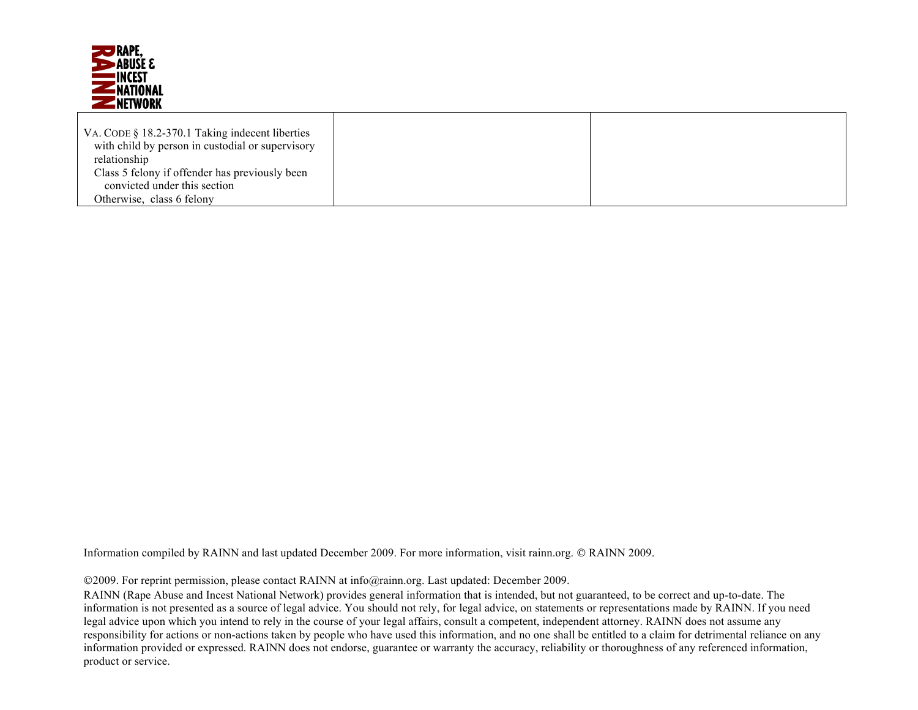| | | |
|---|---|---|
| VA. CODE § 18.2-370.1 Taking indecent liberties with child by person in custodial or supervisory relationship<br>Class 5 felony if offender has previously been convicted under this section<br>Otherwise, class 6 felony | | |

Information compiled by RAINN and last updated December 2009. For more information, visit rainn.org. © RAINN 2009.

©2009. For reprint permission, please contact RAINN at info@rainn.org. Last updated: December 2009.
RAINN (Rape Abuse and Incest National Network) provides general information that is intended, but not guaranteed, to be correct and up-to-date. The information is not presented as a source of legal advice. You should not rely, for legal advice, on statements or representations made by RAINN. If you need legal advice upon which you intend to rely in the course of your legal affairs, consult a competent, independent attorney. RAINN does not assume any responsibility for actions or non-actions taken by people who have used this information, and no one shall be entitled to a claim for detrimental reliance on any information provided or expressed. RAINN does not endorse, guarantee or warranty the accuracy, reliability or thoroughness of any referenced information, product or service.